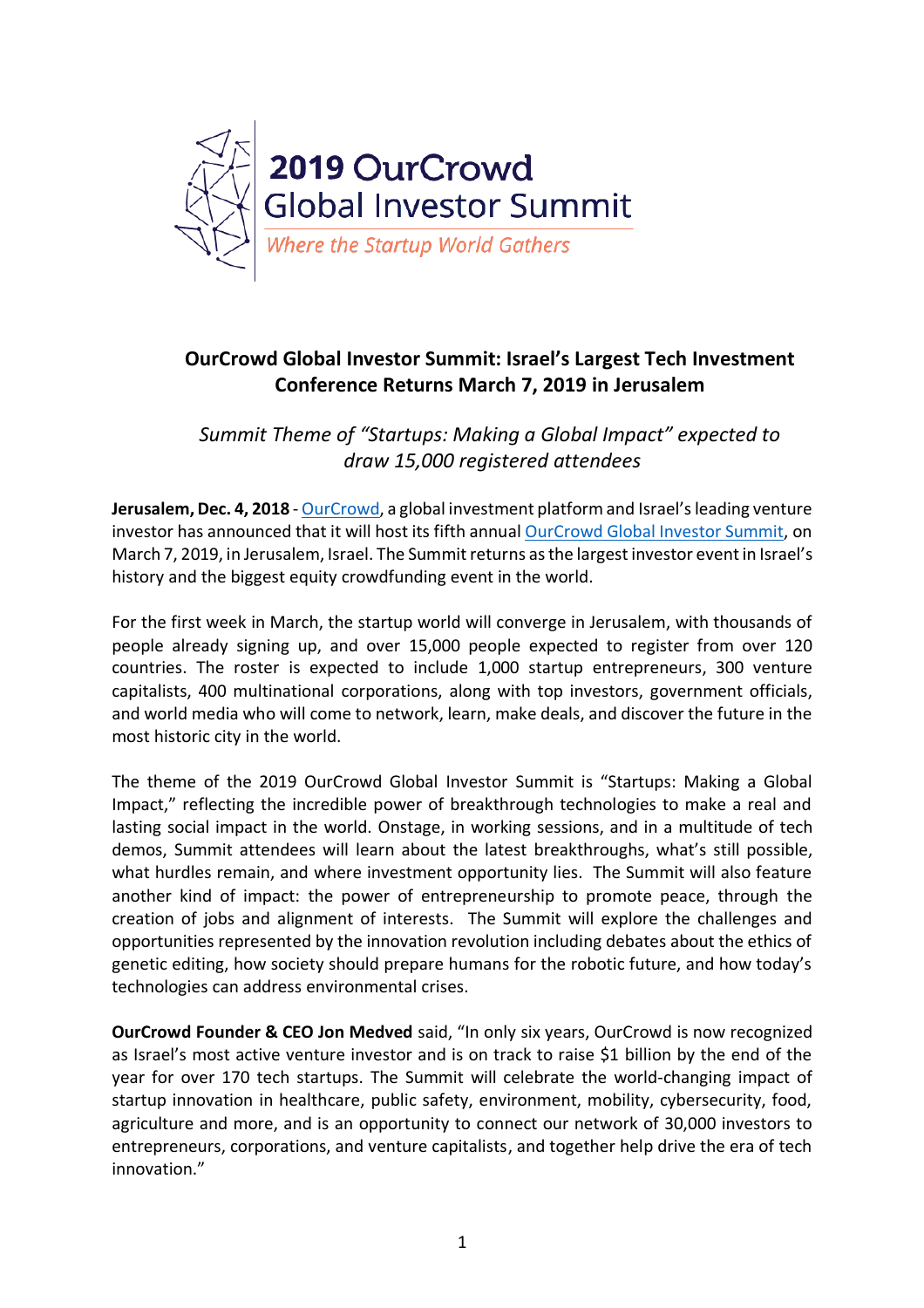**2019 OurCrowd Global Investor Summit**

*Where the Startup World Gathers*

## OurCrowd Global Investor Summit: Israel's Largest Tech Investment Conference Returns March 7, 2019 in Jerusalem

*Summit Theme of "Startups: Making a Global Impact" expected to draw 15,000 registered attendees*

**Jerusalem, Dec. 4, 2018** - OurCrowd, a global investment platform and Israel's leading venture investor has announced that it will host its fifth annual OurCrowd Global Investor Summit, on March 7, 2019, in Jerusalem, Israel. The Summit returns as the largest investor event in Israel's history and the biggest equity crowdfunding event in the world.

For the first week in March, the startup world will converge in Jerusalem, with thousands of people already signing up, and over 15,000 people expected to register from over 120 countries. The roster is expected to include 1,000 startup entrepreneurs, 300 venture capitalists, 400 multinational corporations, along with top investors, government officials, and world media who will come to network, learn, make deals, and discover the future in the most historic city in the world.

The theme of the 2019 OurCrowd Global Investor Summit is "Startups: Making a Global Impact," reflecting the incredible power of breakthrough technologies to make a real and lasting social impact in the world. Onstage, in working sessions, and in a multitude of tech demos, Summit attendees will learn about the latest breakthroughs, what's still possible, what hurdles remain, and where investment opportunity lies. The Summit will also feature another kind of impact: the power of entrepreneurship to promote peace, through the creation of jobs and alignment of interests. The Summit will explore the challenges and opportunities represented by the innovation revolution including debates about the ethics of genetic editing, how society should prepare humans for the robotic future, and how today's technologies can address environmental crises.

**OurCrowd Founder & CEO Jon Medved** said, "In only six years, OurCrowd is now recognized as Israel's most active venture investor and is on track to raise $1 billion by the end of the year for over 170 tech startups. The Summit will celebrate the world-changing impact of startup innovation in healthcare, public safety, environment, mobility, cybersecurity, food, agriculture and more, and is an opportunity to connect our network of 30,000 investors to entrepreneurs, corporations, and venture capitalists, and together help drive the era of tech innovation."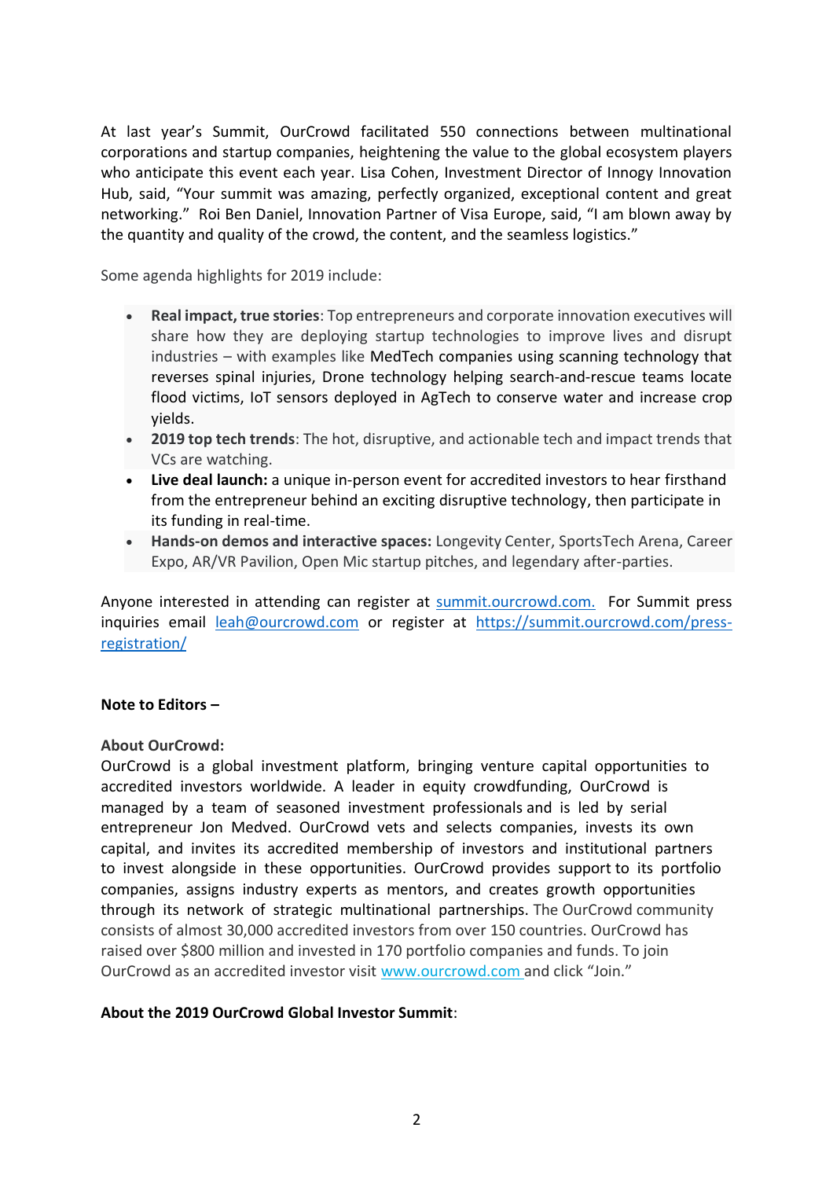At last year's Summit, OurCrowd facilitated 550 connections between multinational corporations and startup companies, heightening the value to the global ecosystem players who anticipate this event each year. Lisa Cohen, Investment Director of Innogy Innovation Hub, said, "Your summit was amazing, perfectly organized, exceptional content and great networking." Roi Ben Daniel, Innovation Partner of Visa Europe, said, "I am blown away by the quantity and quality of the crowd, the content, and the seamless logistics."

Some agenda highlights for 2019 include:

- **Real impact, true stories**: Top entrepreneurs and corporate innovation executives will share how they are deploying startup technologies to improve lives and disrupt industries – with examples like MedTech companies using scanning technology that reverses spinal injuries, Drone technology helping search-and-rescue teams locate flood victims, IoT sensors deployed in AgTech to conserve water and increase crop yields.
- **2019 top tech trends**: The hot, disruptive, and actionable tech and impact trends that VCs are watching.
- **Live deal launch:** a unique in-person event for accredited investors to hear firsthand from the entrepreneur behind an exciting disruptive technology, then participate in its funding in real-time.
- **Hands-on demos and interactive spaces:** Longevity Center, SportsTech Arena, Career Expo, AR/VR Pavilion, Open Mic startup pitches, and legendary after-parties.

Anyone interested in attending can register at summit.ourcrowd.com. For Summit press inquiries email leah@ourcrowd.com or register at https://summit.ourcrowd.com/press-registration/

**Note to Editors –**

**About OurCrowd:**
OurCrowd is a global investment platform, bringing venture capital opportunities to accredited investors worldwide. A leader in equity crowdfunding, OurCrowd is managed by a team of seasoned investment professionals and is led by serial entrepreneur Jon Medved. OurCrowd vets and selects companies, invests its own capital, and invites its accredited membership of investors and institutional partners to invest alongside in these opportunities. OurCrowd provides support to its portfolio companies, assigns industry experts as mentors, and creates growth opportunities through its network of strategic multinational partnerships. The OurCrowd community consists of almost 30,000 accredited investors from over 150 countries. OurCrowd has raised over $800 million and invested in 170 portfolio companies and funds. To join OurCrowd as an accredited investor visit www.ourcrowd.com and click "Join."

**About the 2019 OurCrowd Global Investor Summit**: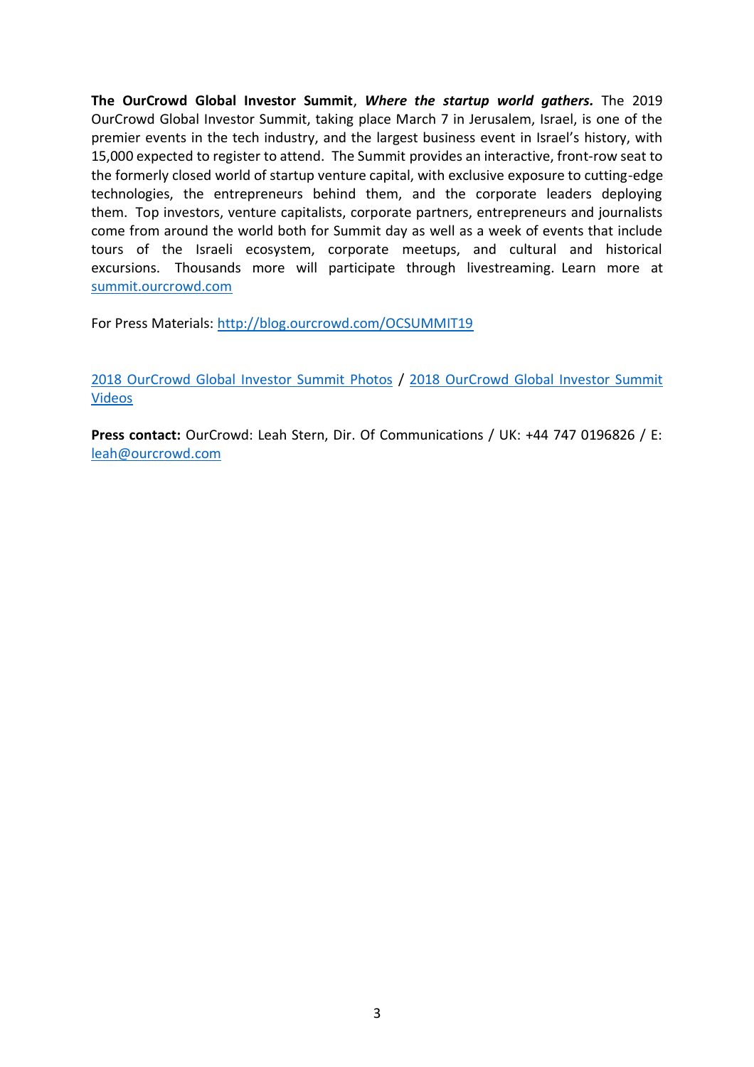**The OurCrowd Global Investor Summit**, ***Where the startup world gathers.*** The 2019 OurCrowd Global Investor Summit, taking place March 7 in Jerusalem, Israel, is one of the premier events in the tech industry, and the largest business event in Israel's history, with 15,000 expected to register to attend. The Summit provides an interactive, front-row seat to the formerly closed world of startup venture capital, with exclusive exposure to cutting-edge technologies, the entrepreneurs behind them, and the corporate leaders deploying them. Top investors, venture capitalists, corporate partners, entrepreneurs and journalists come from around the world both for Summit day as well as a week of events that include tours of the Israeli ecosystem, corporate meetups, and cultural and historical excursions. Thousands more will participate through livestreaming. Learn more at [summit.ourcrowd.com](summit.ourcrowd.com)

For Press Materials: [http://blog.ourcrowd.com/OCSUMMIT19](http://blog.ourcrowd.com/OCSUMMIT19)

2018 OurCrowd Global Investor Summit Photos / 2018 OurCrowd Global Investor Summit Videos

**Press contact:** OurCrowd: Leah Stern, Dir. Of Communications / UK: +44 747 0196826 / E: [leah@ourcrowd.com](mailto:leah@ourcrowd.com)